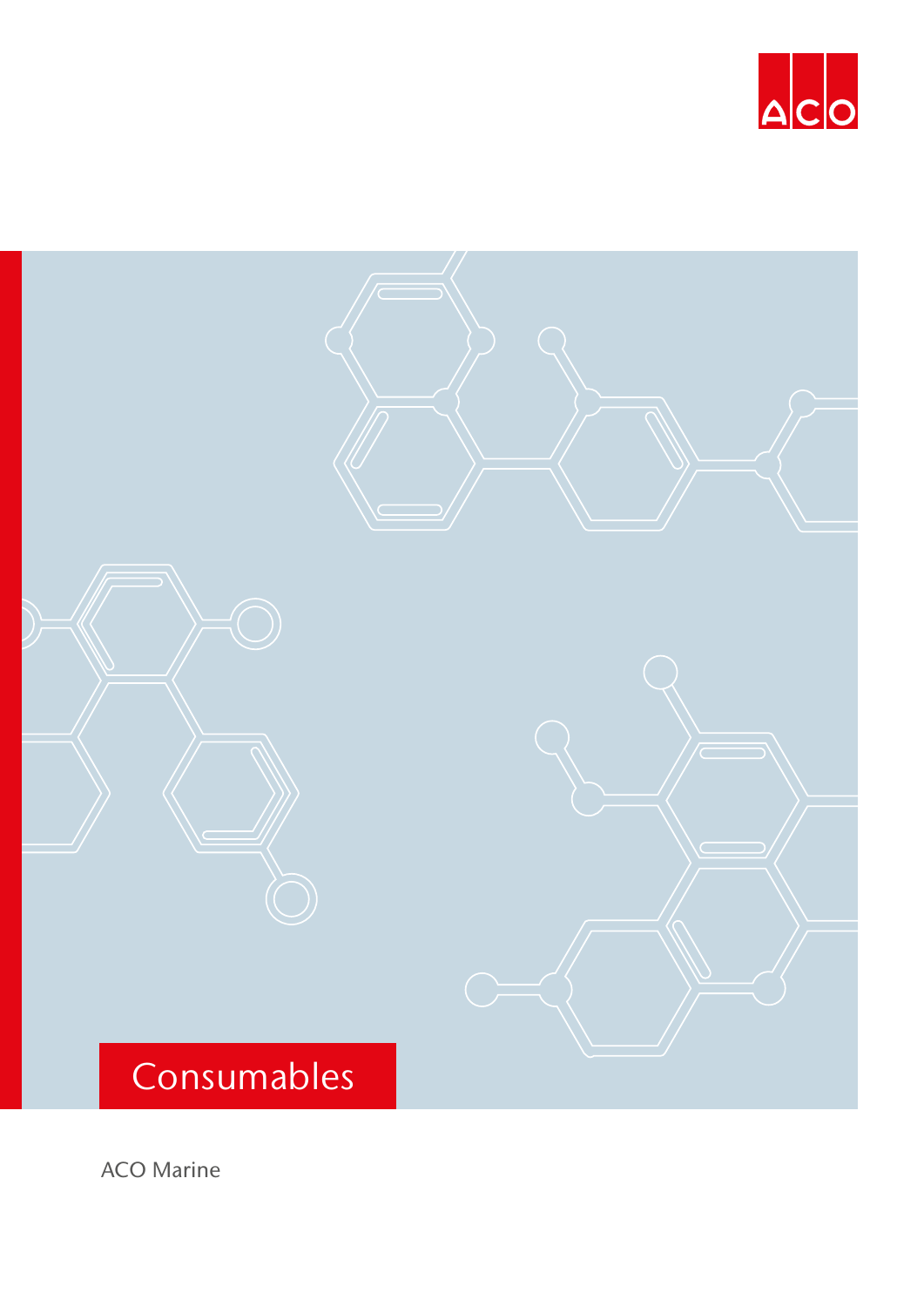ACO

# Consumables

ACO Marine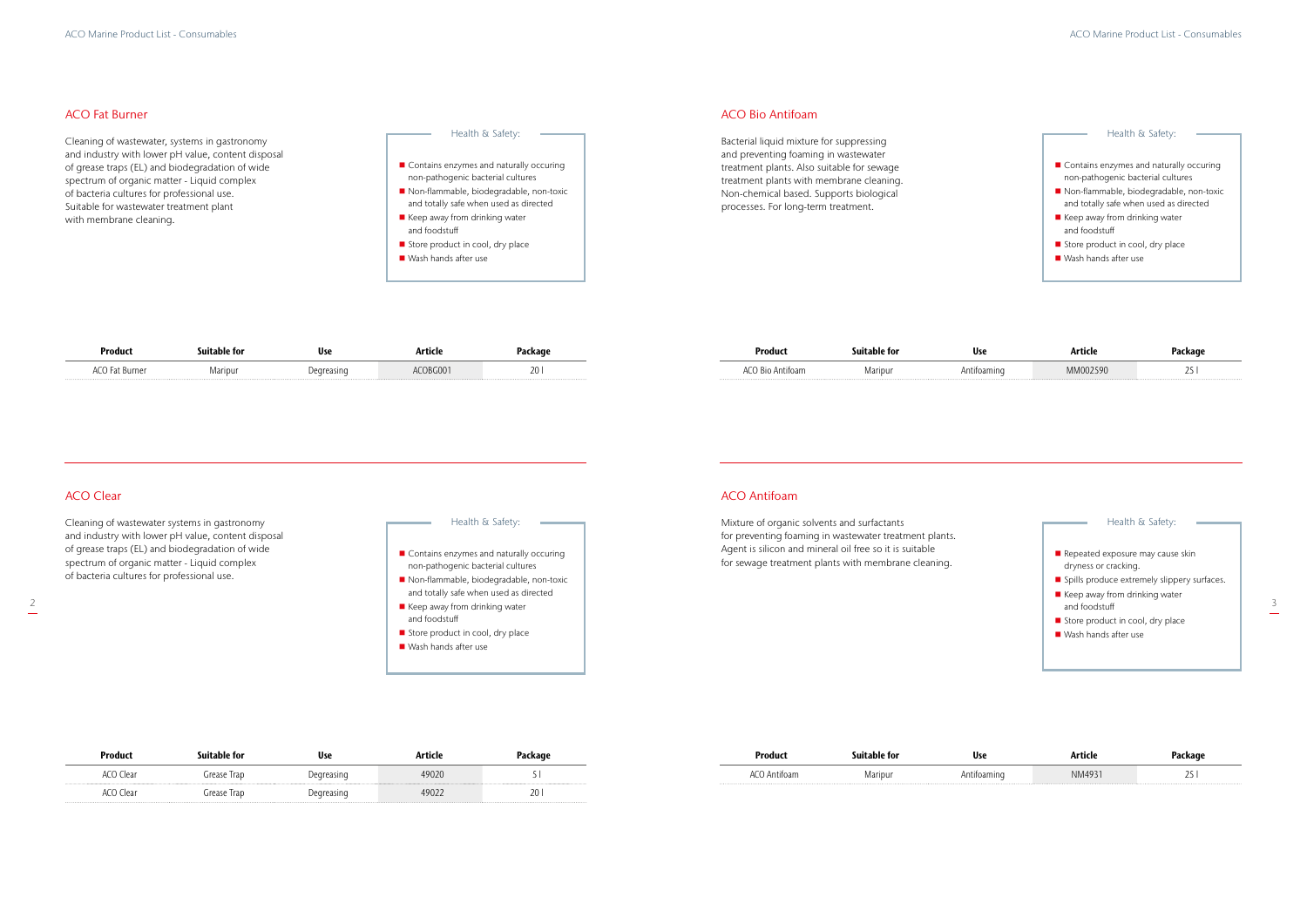## ACO Fat Burner

Cleaning of wastewater, systems in gastronomy and industry with lower pH value, content disposal of grease traps (EL) and biodegradation of wide spectrum of organic matter - Liquid complex of bacteria cultures for professional use. Suitable for wastewater treatment plant with membrane cleaning.

Health & Safety:

- Contains enzymes and naturally occuring non-pathogenic bacterial cultures
- Non-flammable, biodegradable, non-toxic and totally safe when used as directed
- Keep away from drinking water and foodstuff
- Store product in cool, dry place
- Wash hands after use

| Product | Suitable for | Use | Article | Package |
|---|---|---|---|---|
| ACO Fat Burner | Maripur | Degreasing | ACOBG001 | 20 l |

## ACO Clear

Cleaning of wastewater systems in gastronomy and industry with lower pH value, content disposal of grease traps (EL) and biodegradation of wide spectrum of organic matter - Liquid complex of bacteria cultures for professional use.

Health & Safety:

- Contains enzymes and naturally occuring non-pathogenic bacterial cultures
- Non-flammable, biodegradable, non-toxic and totally safe when used as directed
- Keep away from drinking water and foodstuff
- Store product in cool, dry place
- Wash hands after use

| Product | Suitable for | Use | Article | Package |
|---|---|---|---|---|
| ACO Clear | Grease Trap | Degreasing | 49020 | 5 l |
| ACO Clear | Grease Trap | Degreasing | 49022 | 20 l |

## ACO Bio Antifoam

Bacterial liquid mixture for suppressing and preventing foaming in wastewater treatment plants. Also suitable for sewage treatment plants with membrane cleaning. Non-chemical based. Supports biological processes. For long-term treatment.

Health & Safety:

- Contains enzymes and naturally occuring non-pathogenic bacterial cultures
- Non-flammable, biodegradable, non-toxic and totally safe when used as directed
- Keep away from drinking water and foodstuff
- Store product in cool, dry place
- Wash hands after use

| Product | Suitable for | Use | Article | Package |
|---|---|---|---|---|
| ACO Bio Antifoam | Maripur | Antifoaming | MM002590 | 25 l |

## ACO Antifoam

Mixture of organic solvents and surfactants for preventing foaming in wastewater treatment plants. Agent is silicon and mineral oil free so it is suitable for sewage treatment plants with membrane cleaning.

Health & Safety:

- Repeated exposure may cause skin dryness or cracking.
- Spills produce extremely slippery surfaces.
- Keep away from drinking water and foodstuff
- Store product in cool, dry place
- Wash hands after use

| Product | Suitable for | Use | Article | Package |
|---|---|---|---|---|
| ACO Antifoam | Maripur | Antifoaming | NM4931 | 25 l |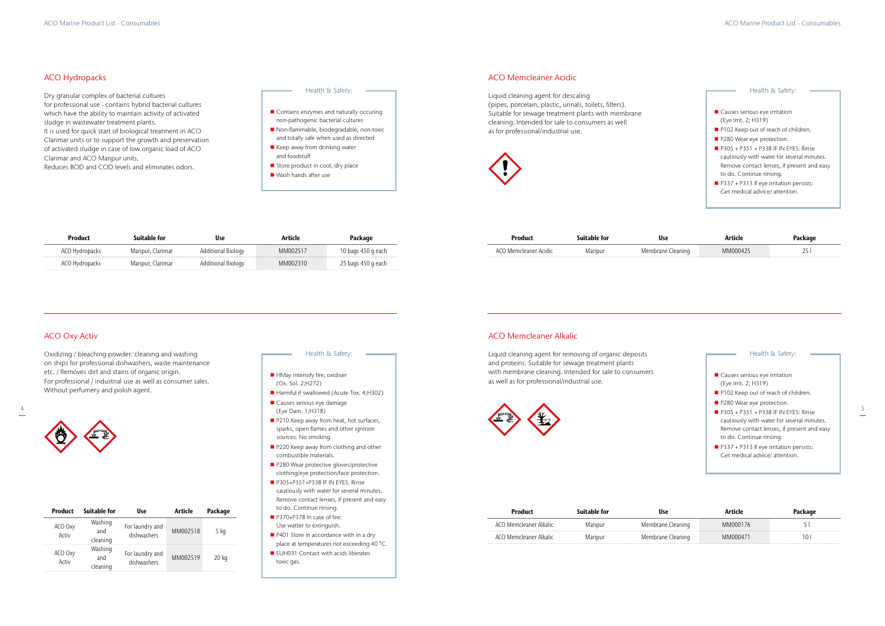## ACO Hydropacks

Dry granular complex of bacterial cultures for professional use - contains hybrid bacterial cultures which have the ability to maintain activity of activated sludge in wastewater treatment plants.
It is used for quick start of biological treatment in ACO Clarimar units or to support the growth and preservation of activated sludge in case of low organic load of ACO Clarimar and ACO Maripur units.
Reduces BOD and COD levels and eliminates odors.

**Health & Safety:**

- Contains enzymes and naturally occuring non-pathogenic bacterial cultures
- Non-flammable, biodegradable, non-toxic and totally safe when used as directed
- Keep away from drinking water and foodstuff
- Store product in cool, dry place
- Wash hands after use

| Product | Suitable for | Use | Article | Package |
|---|---|---|---|---|
| ACO Hydropacks | Maripur, Clarimar | Additional Biology | MM002517 | 10 bags 450 g each |
| ACO Hydropacks | Maripur, Clarimar | Additional Biology | MM002310 | 25 bags 450 g each |

## ACO Oxy Activ

Oxidizing / bleaching powder: cleaning and washing on ships for professional dishwashers, waste maintenance etc. / Removes dirt and stains of organic origin.
For professional / industrial use as well as consumer sales.
Without perfumery and polish agent.

**Health & Safety:**

- HMay intensify fire; oxidiser (Ox. Sol. 2;H272)
- Harmful if swallowed (Acute Tox. 4;H302)
- Causes serious eye damage (Eye Dam. 1;H318)
- P210 Keep away from heat, hot surfaces, sparks, open flames and other ignition sources. No smoking.
- P220 Keep away from clothing and other combustible materials.
- P280 Wear protective gloves/protective clothing/eye protection/face protection.
- P305+P351+P338 IF IN EYES: Rinse cautiously with water for several minutes. Remove contact lenses, if present and easy to do. Continue rinsing.
- P370+P378 In case of fire: Use watter to extinguish.
- P401 Store in accordance with in a dry place at temperatures not exceeding 40 °C.
- EUH031 Contact with acids liberates toxic gas.

| Product | Suitable for | Use | Article | Package |
|---|---|---|---|---|
| ACO Oxy Activ | Washing and cleaning | For laundry and dishwashers | MM002518 | 5 kg |
| ACO Oxy Activ | Washing and cleaning | For laundry and dishwashers | MM002519 | 20 kg |

## ACO Memcleaner Acidic

Liquid cleaning agent for descaling (pipes, porcelain, plastic, urinals, toilets, filters).
Suitable for sewage treatment plants with membrane cleaning. Intended for sale to consumers as well as for professional/industrial use.

**Health & Safety:**

- Causes serious eye irritation (Eye Irrit. 2; H319)
- P102 Keep out of reach of children.
- P280 Wear eye protection.
- P305 + P351 + P338 IF IN EYES: Rinse cautiously with water for several minutes. Remove contact lenses, if present and easy to do. Continue rinsing.
- P337 + P313 If eye irritation persists: Get medical advice/ attention.

| Product | Suitable for | Use | Article | Package |
|---|---|---|---|---|
| ACO Memcleaner Acidic | Maripur | Membrane Cleaning | MM000425 | 25 l |

## ACO Memcleaner Alkalic

Liquid cleaning agent for removing of organic deposits and proteins. Suitable for sewage treatment plants with membrane cleaning. Intended for sale to consumers as well as for professional/industrial use.

**Health & Safety:**

- Causes serious eye irritation (Eye Irrit. 2; H319)
- P102 Keep out of reach of children.
- P280 Wear eye protection.
- P305 + P351 + P338 IF IN EYES: Rinse cautiously with water for several minutes. Remove contact lenses, if present and easy to do. Continue rinsing.
- P337 + P313 If eye irritation persists: Get medical advice/ attention.

| Product | Suitable for | Use | Article | Package |
|---|---|---|---|---|
| ACO Memcleaner Alkalic | Maripur | Membrane Cleaning | MM000176 | 5 l |
| ACO Memcleaner Alkalic | Maripur | Membrane Cleaning | MM000471 | 10 l |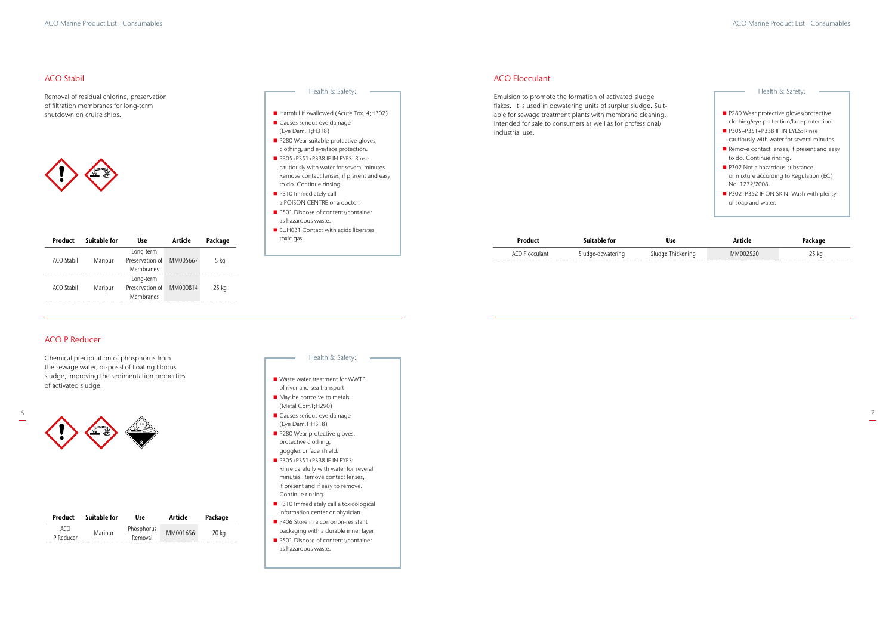## ACO Stabil

Removal of residual chlorine, preservation of filtration membranes for long-term shutdown on cruise ships.

Health & Safety:

- Harmful if swallowed (Acute Tox. 4;H302)
- Causes serious eye damage (Eye Dam. 1;H318)
- P280 Wear suitable protective gloves, clothing, and eye/face protection.
- P305+P351+P338 IF IN EYES: Rinse cautiously with water for several minutes. Remove contact lenses, if present and easy to do. Continue rinsing.
- P310 Immediately call a POISON CENTRE or a doctor.
- P501 Dispose of contents/container as hazardous waste.
- EUH031 Contact with acids liberates toxic gas.

| Product | Suitable for | Use | Article | Package |
|---|---|---|---|---|
| ACO Stabil | Maripur | Long-term Preservation of Membranes | MM005667 | 5 kg |
| ACO Stabil | Maripur | Long-term Preservation of Membranes | MM000814 | 25 kg |

## ACO P Reducer

Chemical precipitation of phosphorus from the sewage water, disposal of floating fibrous sludge, improving the sedimentation properties of activated sludge.

Health & Safety:

- Waste water treatment for WWTP of river and sea transport
- May be corrosive to metals (Metal Corr.1;H290)
- Causes serious eye damage (Eye Dam.1;H318)
- P280 Wear protective gloves, protective clothing, goggles or face shield.
- P305+P351+P338 IF IN EYES: Rinse carefully with water for several minutes. Remove contact lenses, if present and if easy to remove. Continue rinsing.
- P310 Immediately call a toxicological information center or physician
- P406 Store in a corrosion-resistant packaging with a durable inner layer
- P501 Dispose of contents/container as hazardous waste.

| Product | Suitable for | Use | Article | Package |
|---|---|---|---|---|
| ACO P Reducer | Maripur | Phosphorus Removal | MM001656 | 20 kg |

## ACO Flocculant

Emulsion to promote the formation of activated sludge flakes. It is used in dewatering units of surplus sludge. Suitable for sewage treatment plants with membrane cleaning. Intended for sale to consumers as well as for professional/industrial use.

Health & Safety:

- P280 Wear protective gloves/protective clothing/eye protection/face protection.
- P305+P351+P338 IF IN EYES: Rinse cautiously with water for several minutes.
- Remove contact lenses, if present and easy to do. Continue rinsing.
- P302 Not a hazardous substance or mixture according to Regulation (EC) No. 1272/2008.
- P302+P352 IF ON SKIN: Wash with plenty of soap and water.

| Product | Suitable for | Use | Article | Package |
|---|---|---|---|---|
| ACO Flocculant | Sludge-dewatering | Sludge Thickening | MM002520 | 25 kg |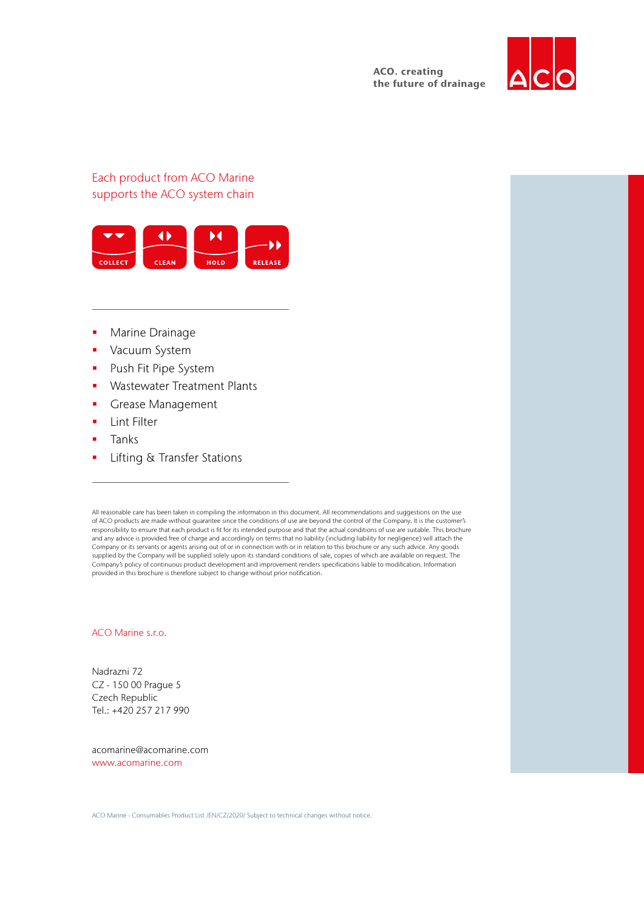ACO. creating
the future of drainage

ACO

Each product from ACO Marine
supports the ACO system chain

COLLECT CLEAN HOLD RELEASE

- Marine Drainage
- Vacuum System
- Push Fit Pipe System
- Wastewater Treatment Plants
- Grease Management
- Lint Filter
- Tanks
- Lifting & Transfer Stations

All reasonable care has been taken in compiling the information in this document. All recommendations and suggestions on the use of ACO products are made without guarantee since the conditions of use are beyond the control of the Company. It is the customer's responsibility to ensure that each product is fit for its intended purpose and that the actual conditions of use are suitable. This brochure and any advice is provided free of charge and accordingly on terms that no liability (including liability for negligence) will attach the Company or its servants or agents arising out of or in connection with or in relation to this brochure or any such advice. Any goods supplied by the Company will be supplied solely upon its standard conditions of sale, copies of which are available on request. The Company's policy of continuous product development and improvement renders specifications liable to modification. Information provided in this brochure is therefore subject to change without prior notification.

ACO Marine s.r.o.

Nadrazni 72
CZ - 150 00 Prague 5
Czech Republic
Tel.: +420 257 217 990

acomarine@acomarine.com
www.acomarine.com

ACO Marine - Consumables Product List /EN/CZ/2020/ Subject to technical changes without notice.